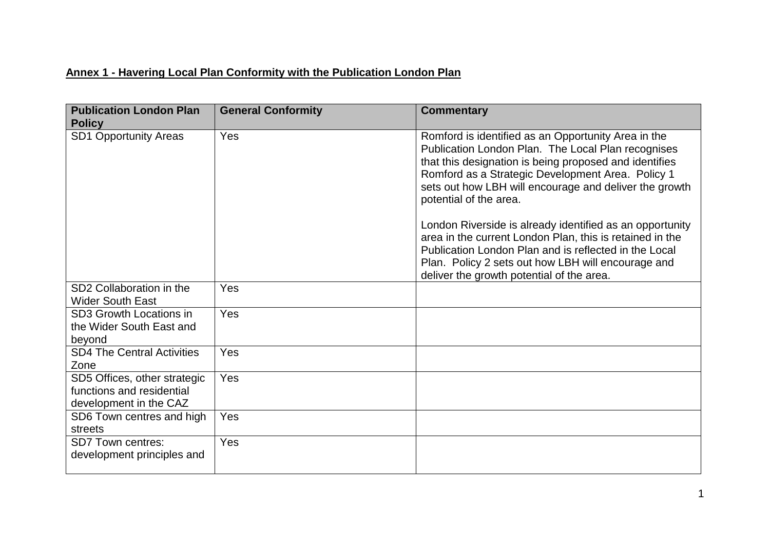**Annex 1 - Havering Local Plan Conformity with the Publication London Plan**

| Publication London Plan Policy | General Conformity | Commentary |
|---|---|---|
| SD1 Opportunity Areas | Yes | Romford is identified as an Opportunity Area in the Publication London Plan. The Local Plan recognises that this designation is being proposed and identifies Romford as a Strategic Development Area. Policy 1 sets out how LBH will encourage and deliver the growth potential of the area.<br><br>London Riverside is already identified as an opportunity area in the current London Plan, this is retained in the Publication London Plan and is reflected in the Local Plan. Policy 2 sets out how LBH will encourage and deliver the growth potential of the area. |
| SD2 Collaboration in the Wider South East | Yes | |
| SD3 Growth Locations in the Wider South East and beyond | Yes | |
| SD4 The Central Activities Zone | Yes | |
| SD5 Offices, other strategic functions and residential development in the CAZ | Yes | |
| SD6 Town centres and high streets | Yes | |
| SD7 Town centres: development principles and | Yes | |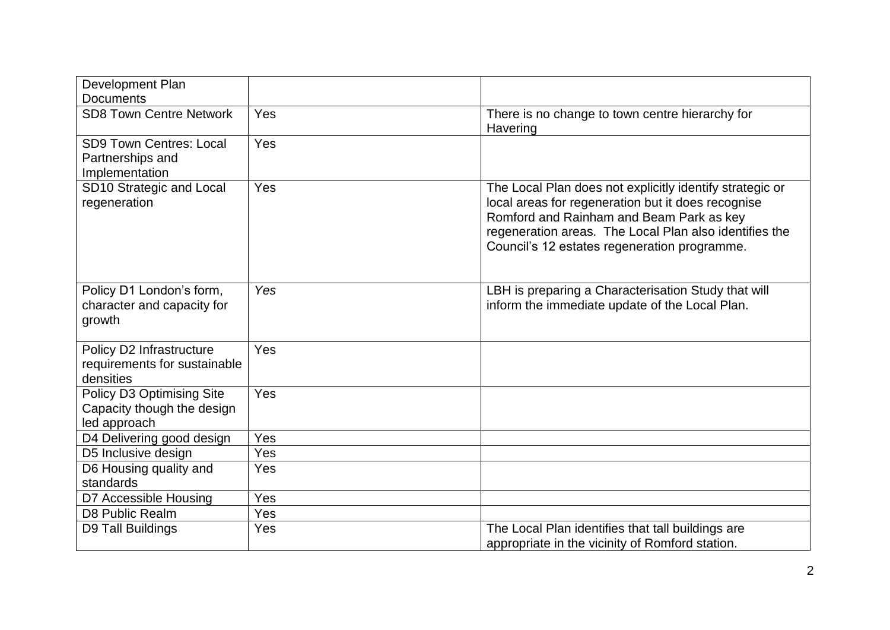| | | |
|---|---|---|
| Development Plan Documents | | |
| SD8 Town Centre Network | Yes | There is no change to town centre hierarchy for Havering |
| SD9 Town Centres: Local Partnerships and Implementation | Yes | |
| SD10 Strategic and Local regeneration | Yes | The Local Plan does not explicitly identify strategic or local areas for regeneration but it does recognise Romford and Rainham and Beam Park as key regeneration areas. The Local Plan also identifies the Council's 12 estates regeneration programme. |
| Policy D1 London's form, character and capacity for growth | *Yes* | LBH is preparing a Characterisation Study that will inform the immediate update of the Local Plan. |
| Policy D2 Infrastructure requirements for sustainable densities | Yes | |
| Policy D3 Optimising Site Capacity though the design led approach | Yes | |
| D4 Delivering good design | Yes | |
| D5 Inclusive design | Yes | |
| D6 Housing quality and standards | Yes | |
| D7 Accessible Housing | Yes | |
| D8 Public Realm | Yes | |
| D9 Tall Buildings | Yes | The Local Plan identifies that tall buildings are appropriate in the vicinity of Romford station. |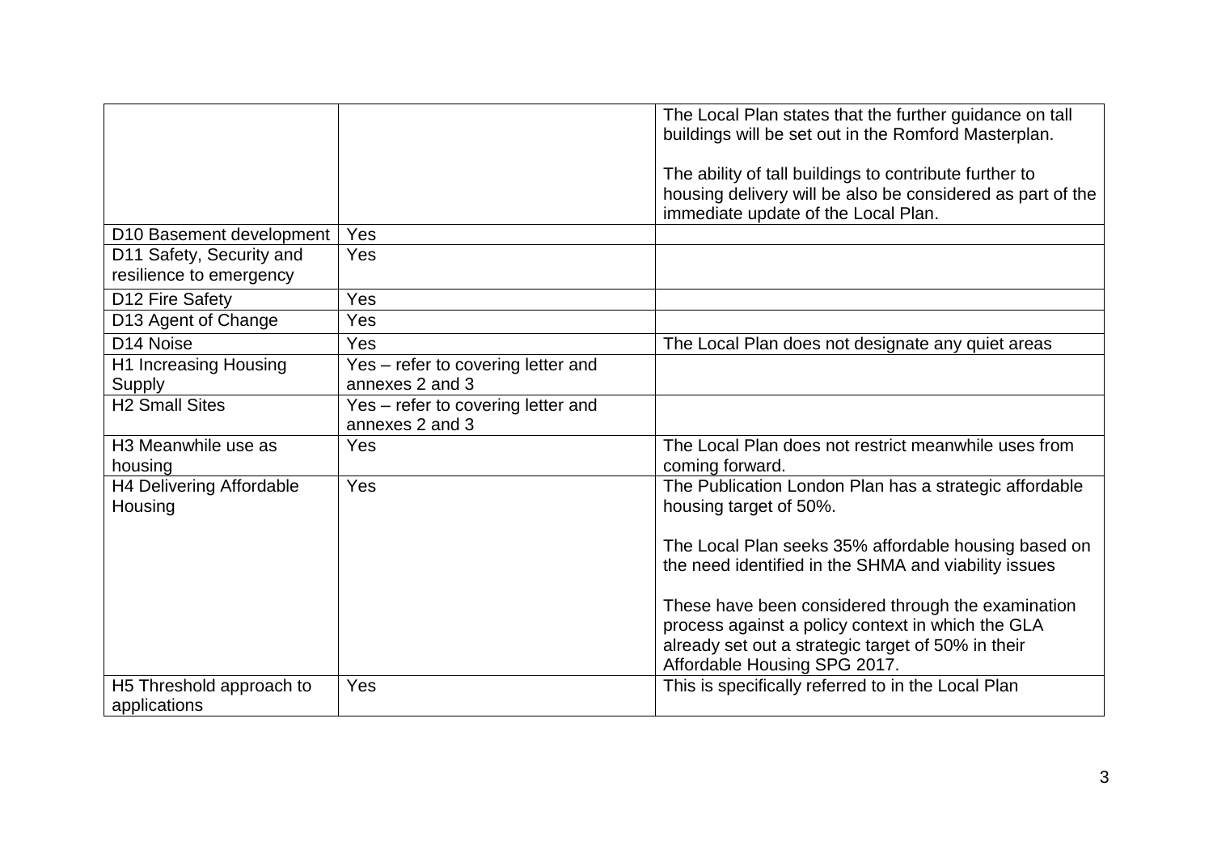| | | |
|---|---|---|
| | | The Local Plan states that the further guidance on tall buildings will be set out in the Romford Masterplan.<br><br>The ability of tall buildings to contribute further to housing delivery will be also be considered as part of the immediate update of the Local Plan. |
| D10 Basement development | Yes | |
| D11 Safety, Security and resilience to emergency | Yes | |
| D12 Fire Safety | Yes | |
| D13 Agent of Change | Yes | |
| D14 Noise | Yes | The Local Plan does not designate any quiet areas |
| H1 Increasing Housing Supply | Yes – refer to covering letter and annexes 2 and 3 | |
| H2 Small Sites | Yes – refer to covering letter and annexes 2 and 3 | |
| H3 Meanwhile use as housing | Yes | The Local Plan does not restrict meanwhile uses from coming forward. |
| H4 Delivering Affordable Housing | Yes | The Publication London Plan has a strategic affordable housing target of 50%.<br><br>The Local Plan seeks 35% affordable housing based on the need identified in the SHMA and viability issues<br><br>These have been considered through the examination process against a policy context in which the GLA already set out a strategic target of 50% in their Affordable Housing SPG 2017. |
| H5 Threshold approach to applications | Yes | This is specifically referred to in the Local Plan |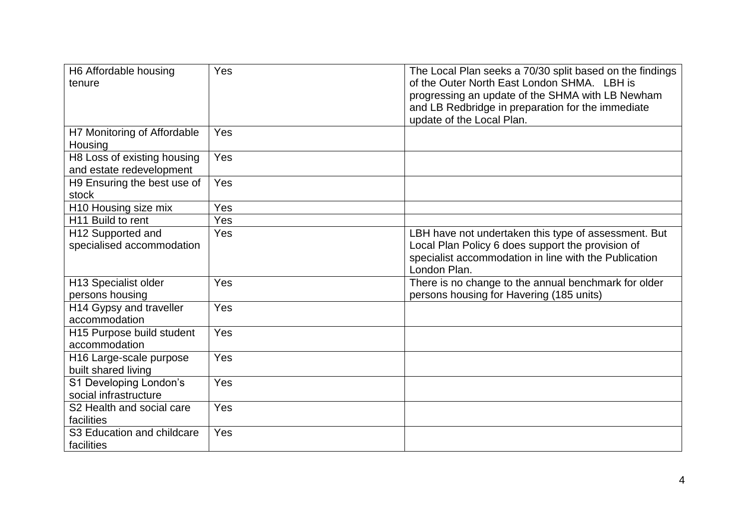| | | |
|---|---|---|
| H6 Affordable housing tenure | Yes | The Local Plan seeks a 70/30 split based on the findings of the Outer North East London SHMA. LBH is progressing an update of the SHMA with LB Newham and LB Redbridge in preparation for the immediate update of the Local Plan. |
| H7 Monitoring of Affordable Housing | Yes | |
| H8 Loss of existing housing and estate redevelopment | Yes | |
| H9 Ensuring the best use of stock | Yes | |
| H10 Housing size mix | Yes | |
| H11 Build to rent | Yes | |
| H12 Supported and specialised accommodation | Yes | LBH have not undertaken this type of assessment. But Local Plan Policy 6 does support the provision of specialist accommodation in line with the Publication London Plan. |
| H13 Specialist older persons housing | Yes | There is no change to the annual benchmark for older persons housing for Havering (185 units) |
| H14 Gypsy and traveller accommodation | Yes | |
| H15 Purpose build student accommodation | Yes | |
| H16 Large-scale purpose built shared living | Yes | |
| S1 Developing London's social infrastructure | Yes | |
| S2 Health and social care facilities | Yes | |
| S3 Education and childcare facilities | Yes | |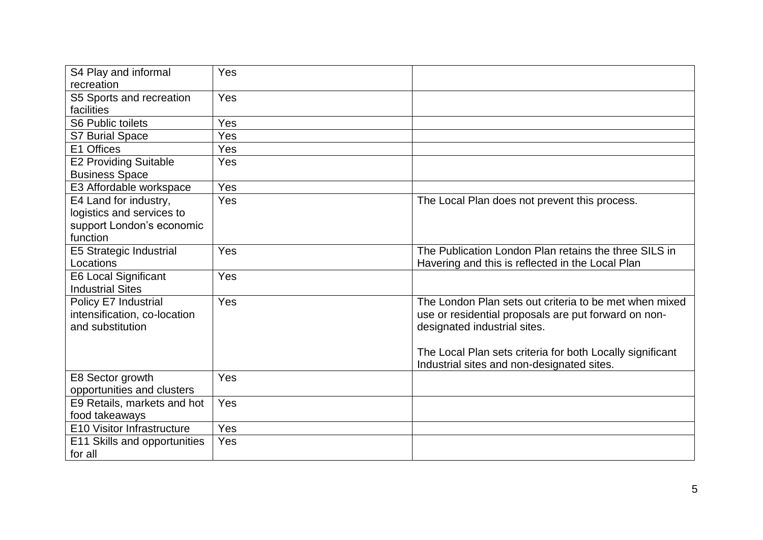| | | |
|---|---|---|
| S4 Play and informal recreation | Yes | |
| S5 Sports and recreation facilities | Yes | |
| S6 Public toilets | Yes | |
| S7 Burial Space | Yes | |
| E1 Offices | Yes | |
| E2 Providing Suitable Business Space | Yes | |
| E3 Affordable workspace | Yes | |
| E4 Land for industry, logistics and services to support London's economic function | Yes | The Local Plan does not prevent this process. |
| E5 Strategic Industrial Locations | Yes | The Publication London Plan retains the three SILS in Havering and this is reflected in the Local Plan |
| E6 Local Significant Industrial Sites | Yes | |
| Policy E7 Industrial intensification, co-location and substitution | Yes | The London Plan sets out criteria to be met when mixed use or residential proposals are put forward on non-designated industrial sites.<br><br>The Local Plan sets criteria for both Locally significant Industrial sites and non-designated sites. |
| E8 Sector growth opportunities and clusters | Yes | |
| E9 Retails, markets and hot food takeaways | Yes | |
| E10 Visitor Infrastructure | Yes | |
| E11 Skills and opportunities for all | Yes | |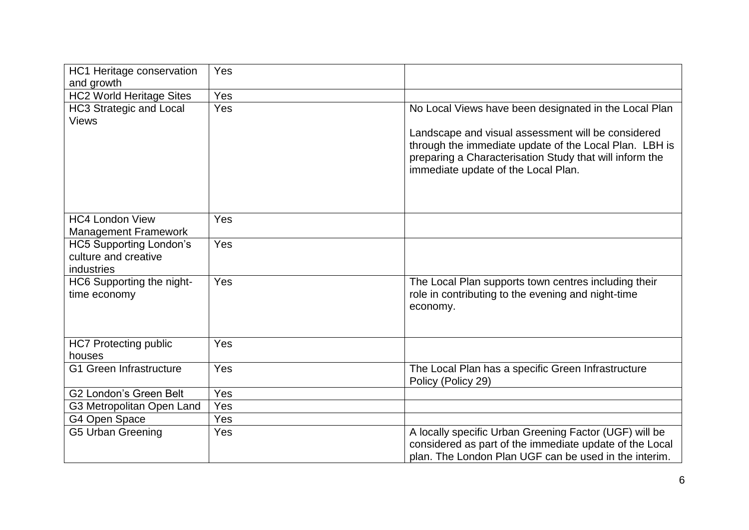| | | |
|---|---|---|
| HC1 Heritage conservation and growth | Yes | |
| HC2 World Heritage Sites | Yes | |
| HC3 Strategic and Local Views | Yes | No Local Views have been designated in the Local Plan<br><br>Landscape and visual assessment will be considered through the immediate update of the Local Plan. LBH is preparing a Characterisation Study that will inform the immediate update of the Local Plan. |
| HC4 London View Management Framework | Yes | |
| HC5 Supporting London's culture and creative industries | Yes | |
| HC6 Supporting the night-time economy | Yes | The Local Plan supports town centres including their role in contributing to the evening and night-time economy. |
| HC7 Protecting public houses | Yes | |
| G1 Green Infrastructure | Yes | The Local Plan has a specific Green Infrastructure Policy (Policy 29) |
| G2 London's Green Belt | Yes | |
| G3 Metropolitan Open Land | Yes | |
| G4 Open Space | Yes | |
| G5 Urban Greening | Yes | A locally specific Urban Greening Factor (UGF) will be considered as part of the immediate update of the Local plan. The London Plan UGF can be used in the interim. |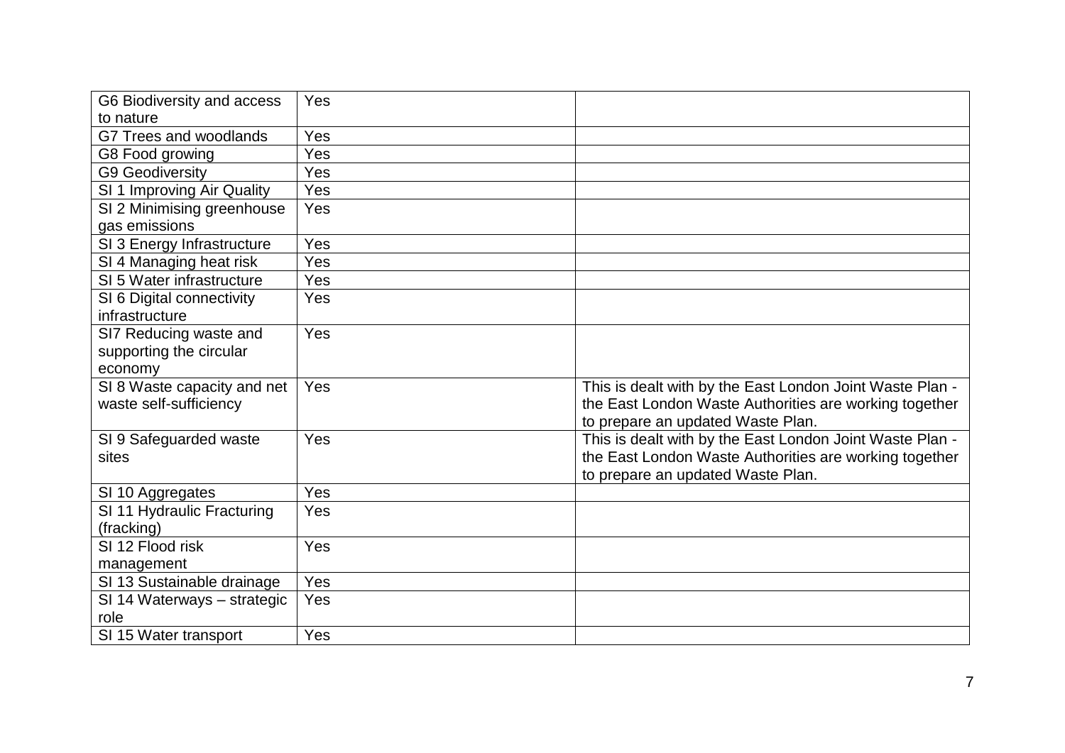| G6 Biodiversity and access to nature | Yes | |
|---|---|---|
| G7 Trees and woodlands | Yes | |
| G8 Food growing | Yes | |
| G9 Geodiversity | Yes | |
| SI 1 Improving Air Quality | Yes | |
| SI 2 Minimising greenhouse gas emissions | Yes | |
| SI 3 Energy Infrastructure | Yes | |
| SI 4 Managing heat risk | Yes | |
| SI 5 Water infrastructure | Yes | |
| SI 6 Digital connectivity infrastructure | Yes | |
| SI7 Reducing waste and supporting the circular economy | Yes | |
| SI 8 Waste capacity and net waste self-sufficiency | Yes | This is dealt with by the East London Joint Waste Plan - the East London Waste Authorities are working together to prepare an updated Waste Plan. |
| SI 9 Safeguarded waste sites | Yes | This is dealt with by the East London Joint Waste Plan - the East London Waste Authorities are working together to prepare an updated Waste Plan. |
| SI 10 Aggregates | Yes | |
| SI 11 Hydraulic Fracturing (fracking) | Yes | |
| SI 12 Flood risk management | Yes | |
| SI 13 Sustainable drainage | Yes | |
| SI 14 Waterways – strategic role | Yes | |
| SI 15 Water transport | Yes | |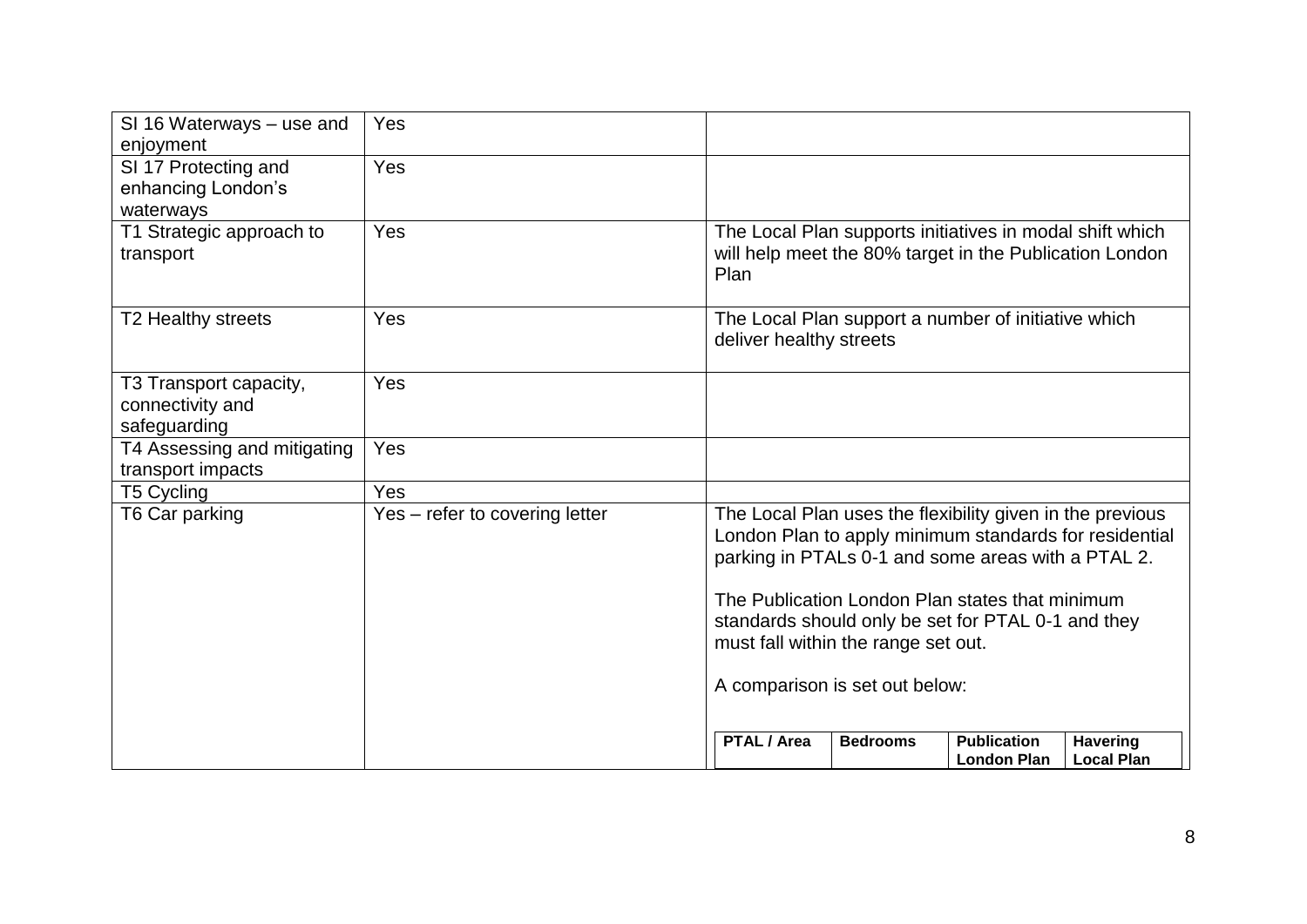| | | |
|---|---|---|
| SI 16 Waterways – use and enjoyment | Yes | |
| SI 17 Protecting and enhancing London's waterways | Yes | |
| T1 Strategic approach to transport | Yes | The Local Plan supports initiatives in modal shift which will help meet the 80% target in the Publication London Plan |
| T2 Healthy streets | Yes | The Local Plan support a number of initiative which deliver healthy streets |
| T3 Transport capacity, connectivity and safeguarding | Yes | |
| T4 Assessing and mitigating transport impacts | Yes | |
| T5 Cycling | Yes | |
| T6 Car parking | Yes – refer to covering letter | The Local Plan uses the flexibility given in the previous London Plan to apply minimum standards for residential parking in PTALs 0-1 and some areas with a PTAL 2.<br><br>The Publication London Plan states that minimum standards should only be set for PTAL 0-1 and they must fall within the range set out.<br><br>A comparison is set out below: |

| PTAL / Area | Bedrooms | Publication London Plan | Havering Local Plan |
|---|---|---|---|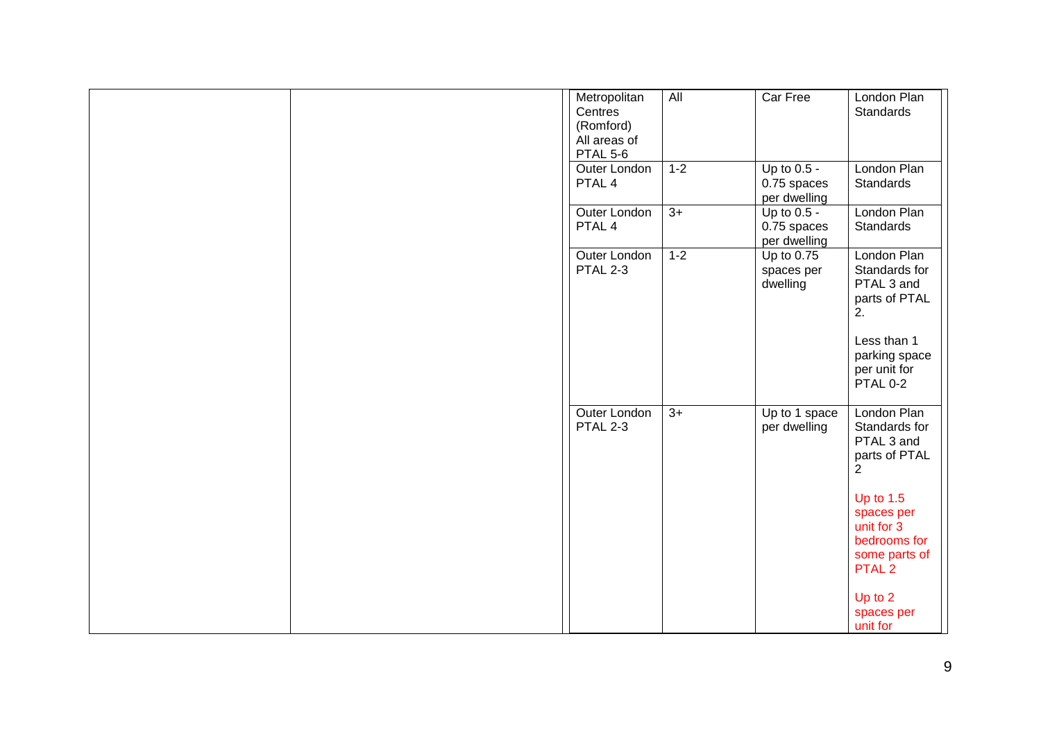| | | Metropolitan Centres (Romford) All areas of PTAL 5-6 | All | Car Free | London Plan Standards |
|---|---|---|---|---|---|
| | | Outer London PTAL 4 | 1-2 | Up to 0.5 - 0.75 spaces per dwelling | London Plan Standards |
| | | Outer London PTAL 4 | 3+ | Up to 0.5 - 0.75 spaces per dwelling | London Plan Standards |
| | | Outer London PTAL 2-3 | 1-2 | Up to 0.75 spaces per dwelling | London Plan Standards for PTAL 3 and parts of PTAL 2. <br><br> Less than 1 parking space per unit for PTAL 0-2 |
| | | Outer London PTAL 2-3 | 3+ | Up to 1 space per dwelling | London Plan Standards for PTAL 3 and parts of PTAL 2 <br><br> Up to 1.5 spaces per unit for 3 bedrooms for some parts of PTAL 2 <br><br> Up to 2 spaces per unit for |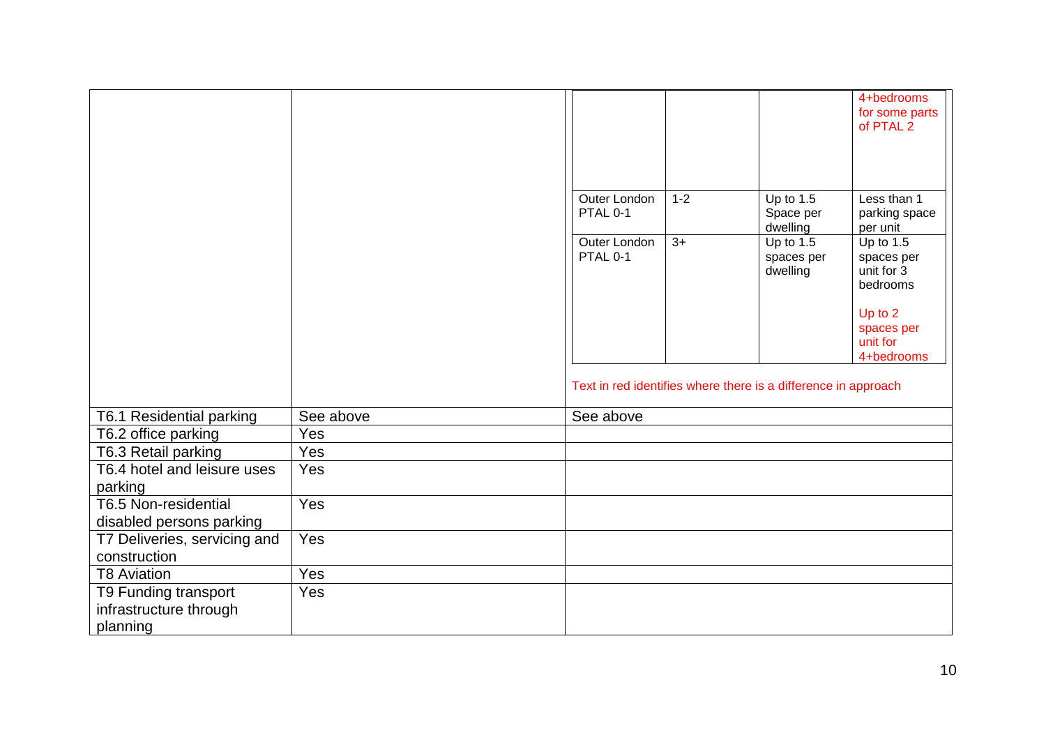| | | | | | |
|---|---|---|---|---|---|
| | | | | | 4+bedrooms for some parts of PTAL 2 |
| | | Outer London PTAL 0-1 | 1-2 | Up to 1.5 Space per dwelling | Less than 1 parking space per unit |
| | | Outer London PTAL 0-1 | 3+ | Up to 1.5 spaces per dwelling | Up to 1.5 spaces per unit for 3 bedrooms<br><br>Up to 2 spaces per unit for 4+bedrooms |

Text in red identifies where there is a difference in approach

| | | |
|---|---|---|
| T6.1 Residential parking | See above | See above |
| T6.2 office parking | Yes | |
| T6.3 Retail parking | Yes | |
| T6.4 hotel and leisure uses parking | Yes | |
| T6.5 Non-residential disabled persons parking | Yes | |
| T7 Deliveries, servicing and construction | Yes | |
| T8 Aviation | Yes | |
| T9 Funding transport infrastructure through planning | Yes | |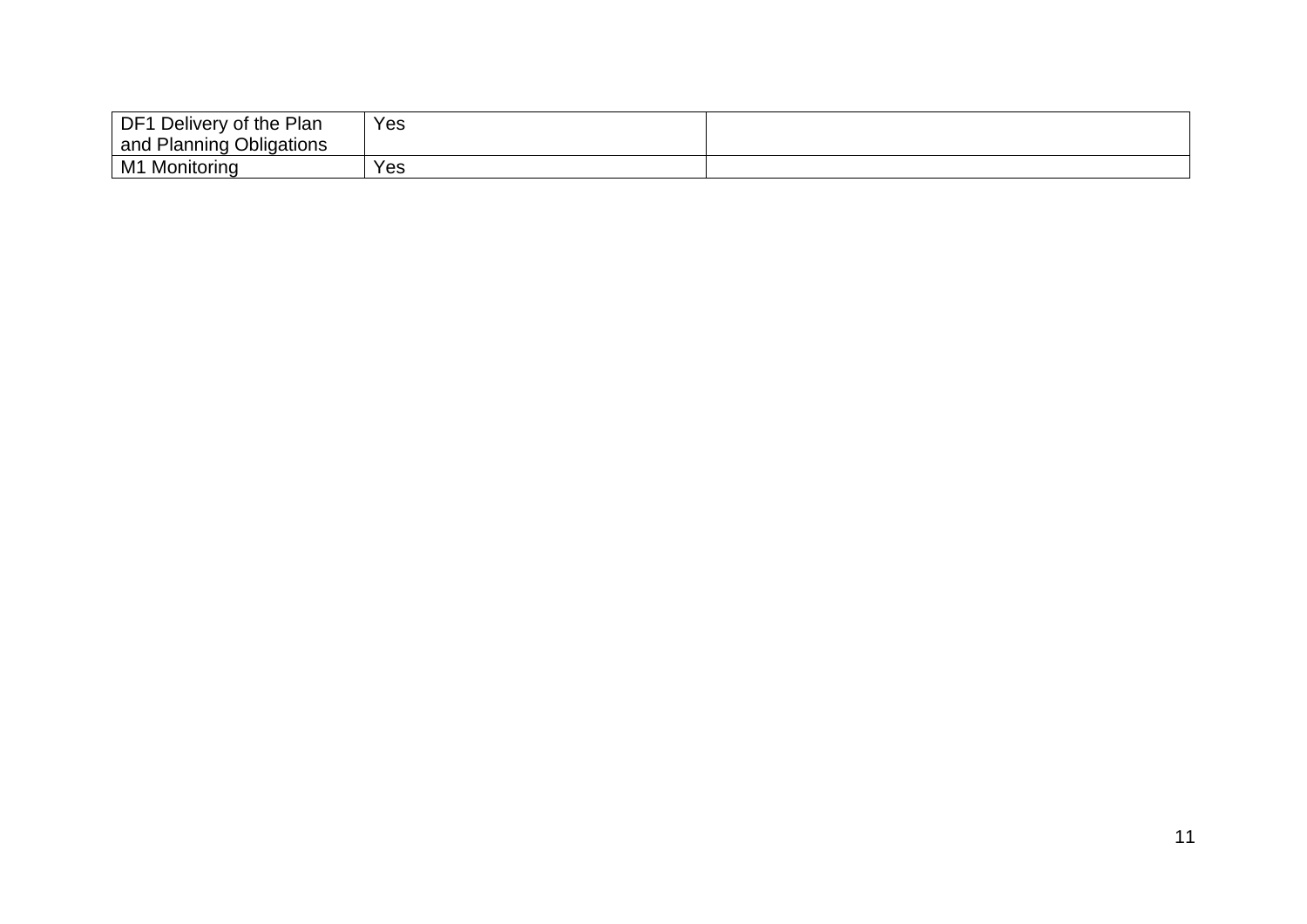| | | |
|---|---|---|
| DF1 Delivery of the Plan and Planning Obligations | Yes | |
| M1 Monitoring | Yes | |